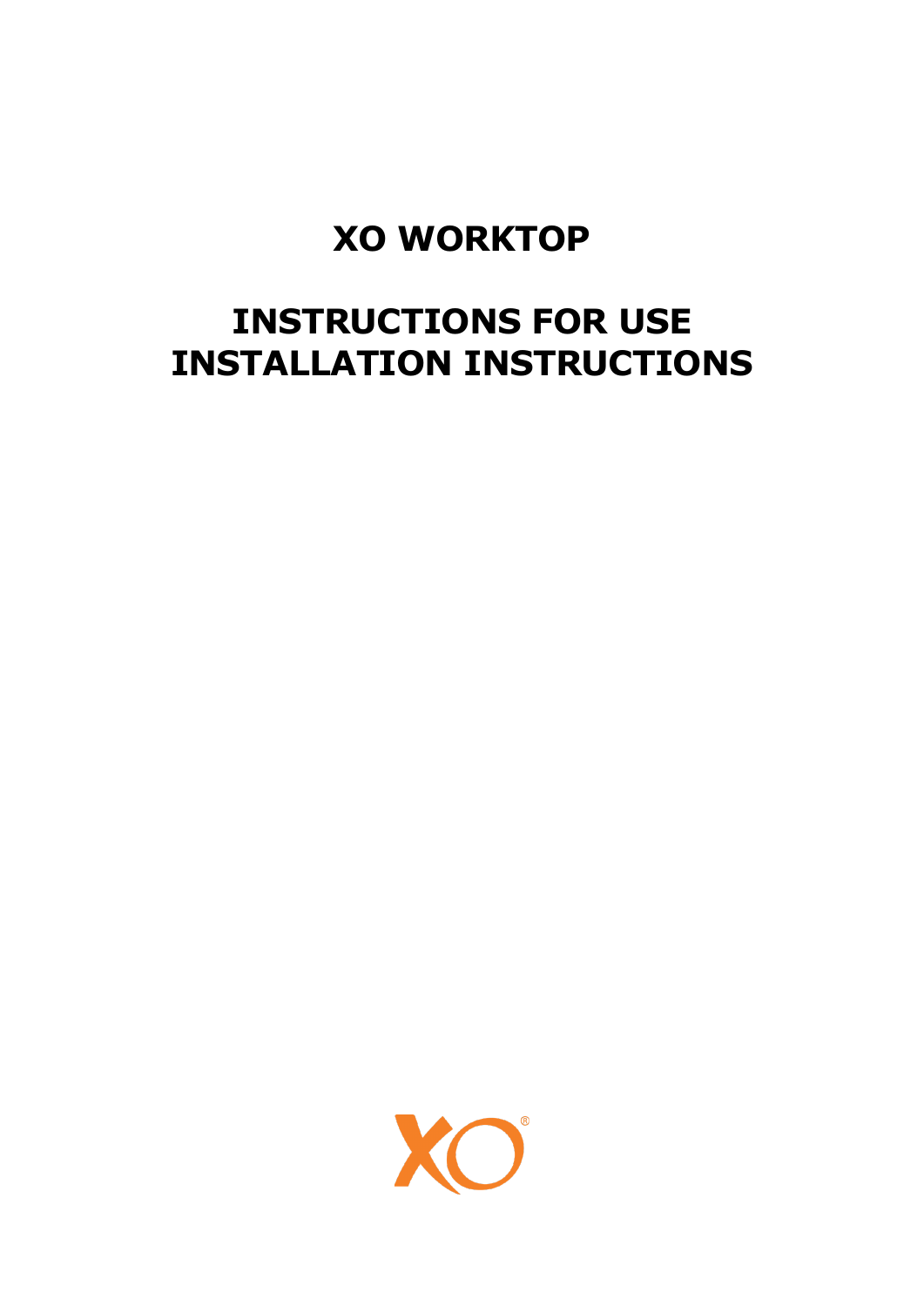# XO WORKTOP

# INSTRUCTIONS FOR USE
# INSTALLATION INSTRUCTIONS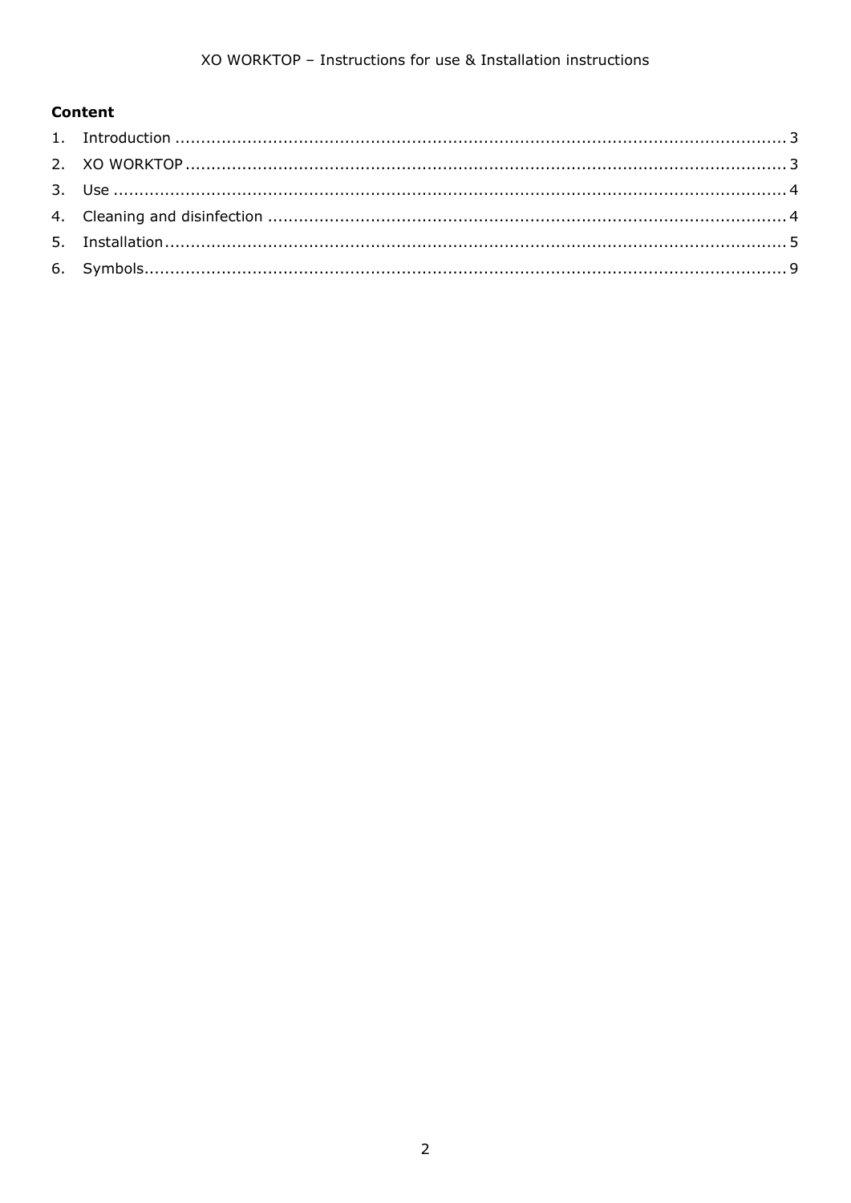## Content

1. Introduction ........................................................................................................ 3
2. XO WORKTOP ..................................................................................................... 3
3. Use .................................................................................................................... 4
4. Cleaning and disinfection ..................................................................................... 4
5. Installation .......................................................................................................... 5
6. Symbols .............................................................................................................. 9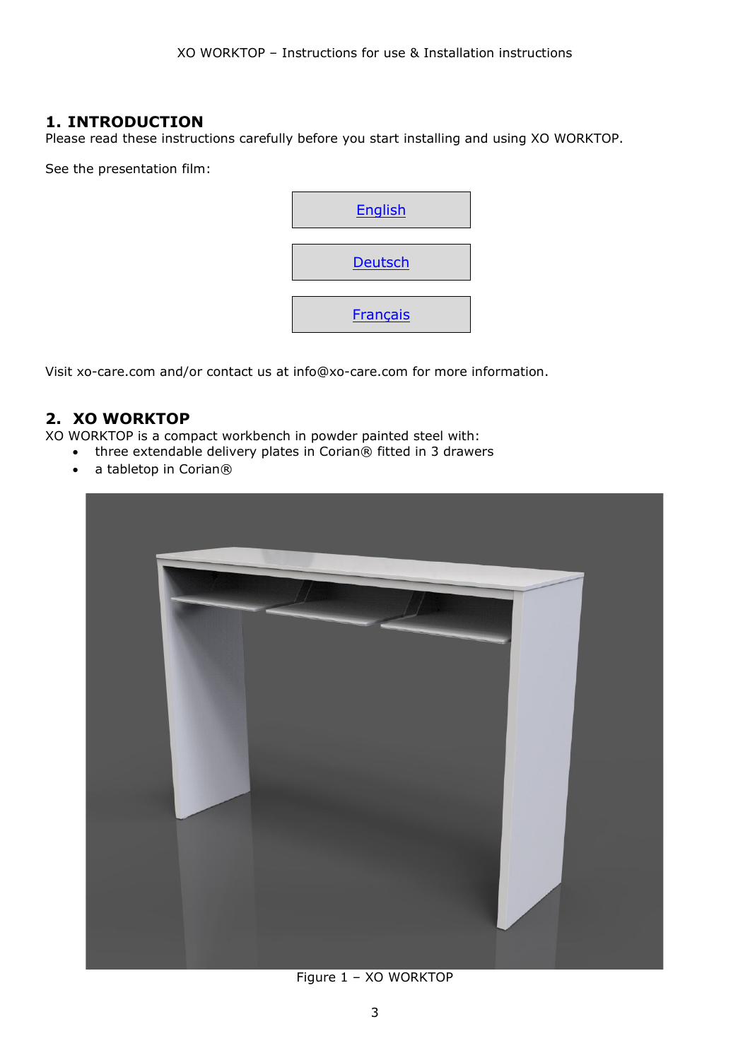# 1. INTRODUCTION

Please read these instructions carefully before you start installing and using XO WORKTOP.

See the presentation film:

English

Deutsch

Français

Visit xo-care.com and/or contact us at info@xo-care.com for more information.

# 2. XO WORKTOP

XO WORKTOP is a compact workbench in powder painted steel with:

- three extendable delivery plates in Corian® fitted in 3 drawers
- a tabletop in Corian®

Figure 1 – XO WORKTOP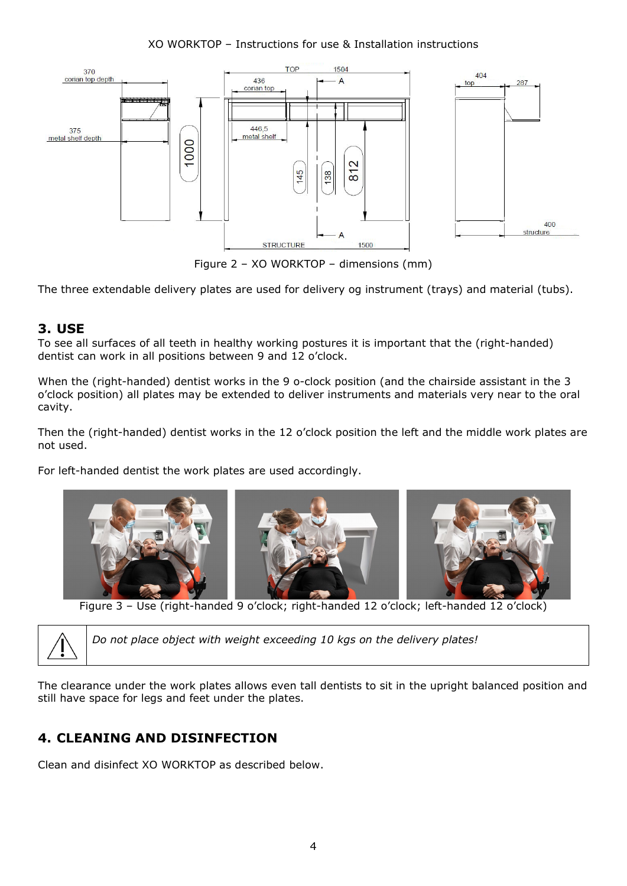Figure 2 – XO WORKTOP – dimensions (mm)

The three extendable delivery plates are used for delivery og instrument (trays) and material (tubs).

## 3. USE

To see all surfaces of all teeth in healthy working postures it is important that the (right-handed) dentist can work in all positions between 9 and 12 o'clock.

When the (right-handed) dentist works in the 9 o-clock position (and the chairside assistant in the 3 o'clock position) all plates may be extended to deliver instruments and materials very near to the oral cavity.

Then the (right-handed) dentist works in the 12 o'clock position the left and the middle work plates are not used.

For left-handed dentist the work plates are used accordingly.

Figure 3 – Use (right-handed 9 o'clock; right-handed 12 o'clock; left-handed 12 o'clock)

| ⚠ | *Do not place object with weight exceeding 10 kgs on the delivery plates!* |
|---|---|

The clearance under the work plates allows even tall dentists to sit in the upright balanced position and still have space for legs and feet under the plates.

## 4. CLEANING AND DISINFECTION

Clean and disinfect XO WORKTOP as described below.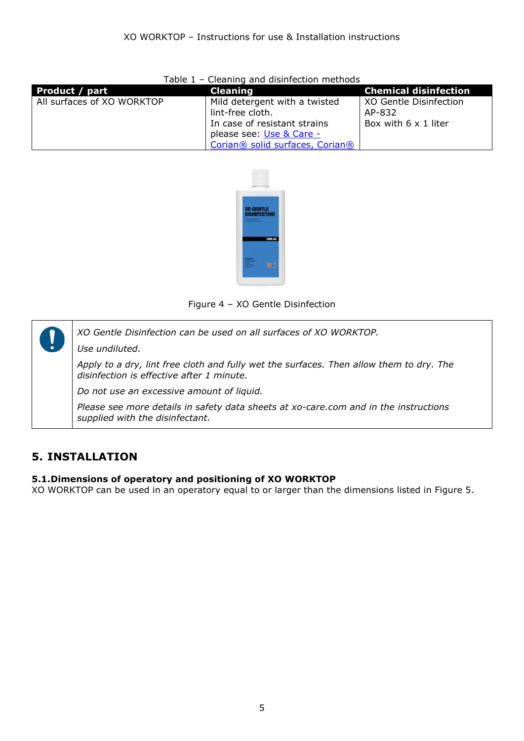Table 1 – Cleaning and disinfection methods

| Product / part | Cleaning | Chemical disinfection |
|---|---|---|
| All surfaces of XO WORKTOP | Mild detergent with a twisted lint-free cloth.<br>In case of resistant strains please see: Use & Care - Corian® solid surfaces, Corian® | XO Gentle Disinfection<br>AP-832<br>Box with 6 x 1 liter |

Figure 4 – XO Gentle Disinfection

| | |
|---|---|
| ! | *XO Gentle Disinfection can be used on all surfaces of XO WORKTOP.*<br>*Use undiluted.*<br>*Apply to a dry, lint free cloth and fully wet the surfaces. Then allow them to dry. The disinfection is effective after 1 minute.*<br>*Do not use an excessive amount of liquid.*<br>*Please see more details in safety data sheets at xo-care.com and in the instructions supplied with the disinfectant.* |

## 5. INSTALLATION

### 5.1. Dimensions of operatory and positioning of XO WORKTOP

XO WORKTOP can be used in an operatory equal to or larger than the dimensions listed in Figure 5.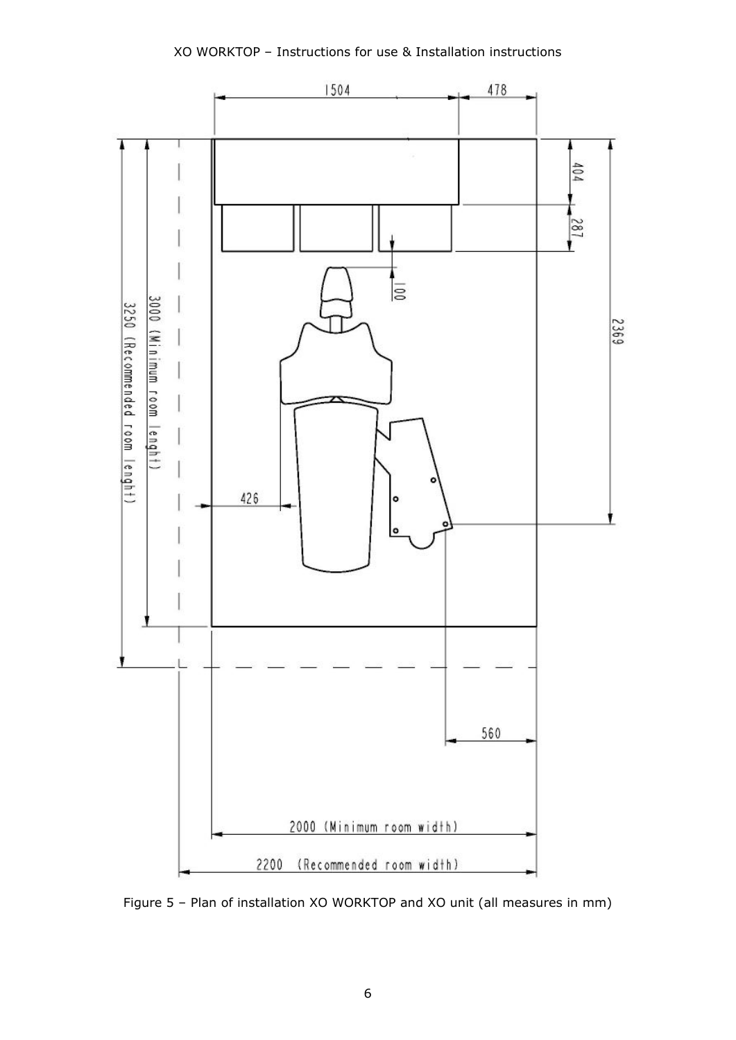Figure 5 – Plan of installation XO WORKTOP and XO unit (all measures in mm)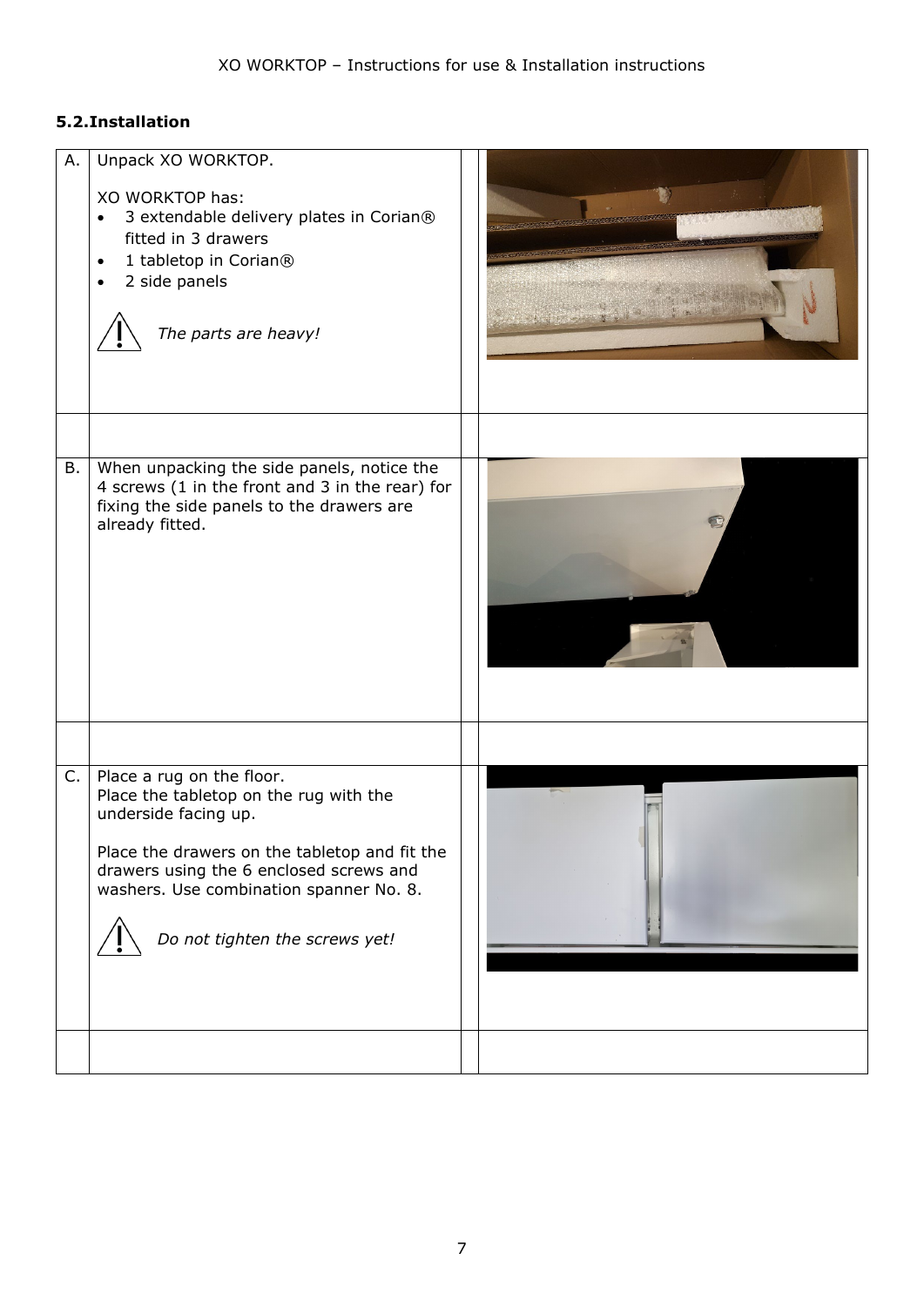### 5.2. Installation

| | | | |
|---|---|---|---|
| A. | Unpack XO WORKTOP.<br><br>XO WORKTOP has:<br>• 3 extendable delivery plates in Corian® fitted in 3 drawers<br>• 1 tabletop in Corian®<br>• 2 side panels<br><br>⚠ *The parts are heavy!* | | |
| | | | |
| B. | When unpacking the side panels, notice the 4 screws (1 in the front and 3 in the rear) for fixing the side panels to the drawers are already fitted. | | |
| | | | |
| C. | Place a rug on the floor.<br>Place the tabletop on the rug with the underside facing up.<br><br>Place the drawers on the tabletop and fit the drawers using the 6 enclosed screws and washers. Use combination spanner No. 8.<br><br>⚠ *Do not tighten the screws yet!* | | |
| | | | |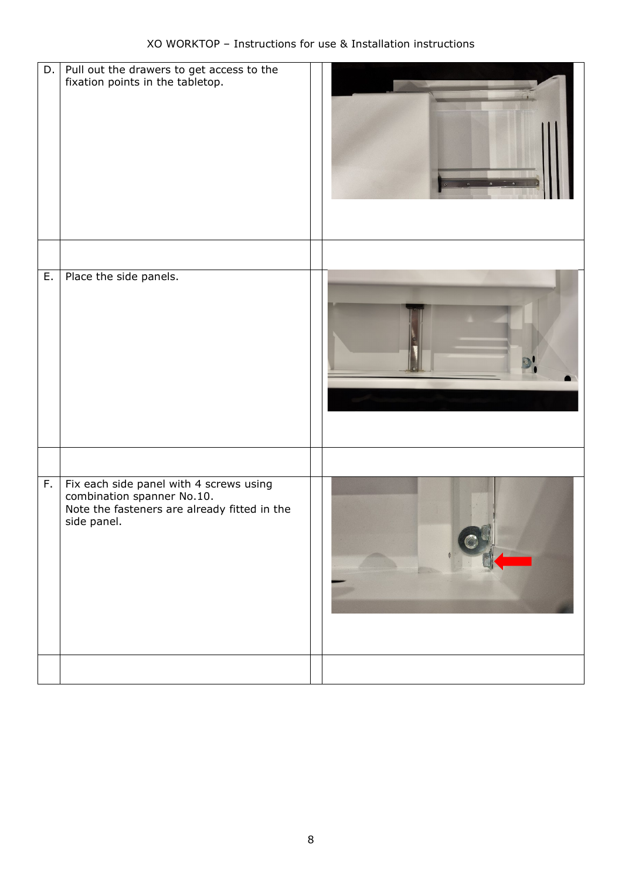| | | | |
|---|---|---|---|
| D. | Pull out the drawers to get access to the fixation points in the tabletop. | | |
| | | | |
| E. | Place the side panels. | | |
| | | | |
| F. | Fix each side panel with 4 screws using combination spanner No.10.<br>Note the fasteners are already fitted in the side panel. | | |
| | | | |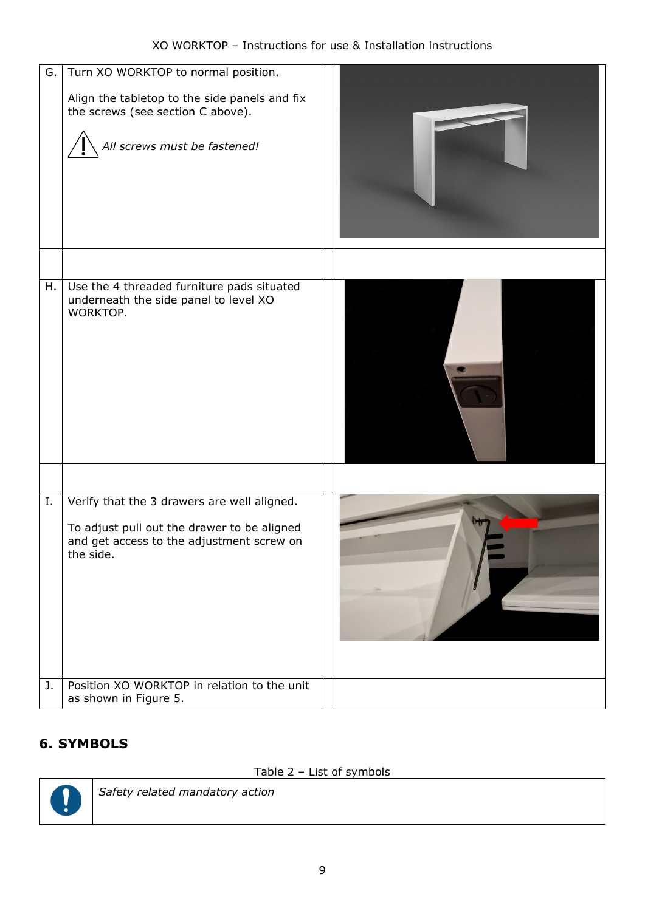| | | | |
|---|---|---|---|
| G. | Turn XO WORKTOP to normal position.<br><br>Align the tabletop to the side panels and fix the screws (see section C above).<br><br>⚠ *All screws must be fastened!* | | |
| | | | |
| H. | Use the 4 threaded furniture pads situated underneath the side panel to level XO WORKTOP. | | |
| | | | |
| I. | Verify that the 3 drawers are well aligned.<br><br>To adjust pull out the drawer to be aligned and get access to the adjustment screw on the side. | | |
| J. | Position XO WORKTOP in relation to the unit as shown in Figure 5. | | |

## 6. SYMBOLS

Table 2 – List of symbols

| | |
|---|---|
| ❗ | *Safety related mandatory action* |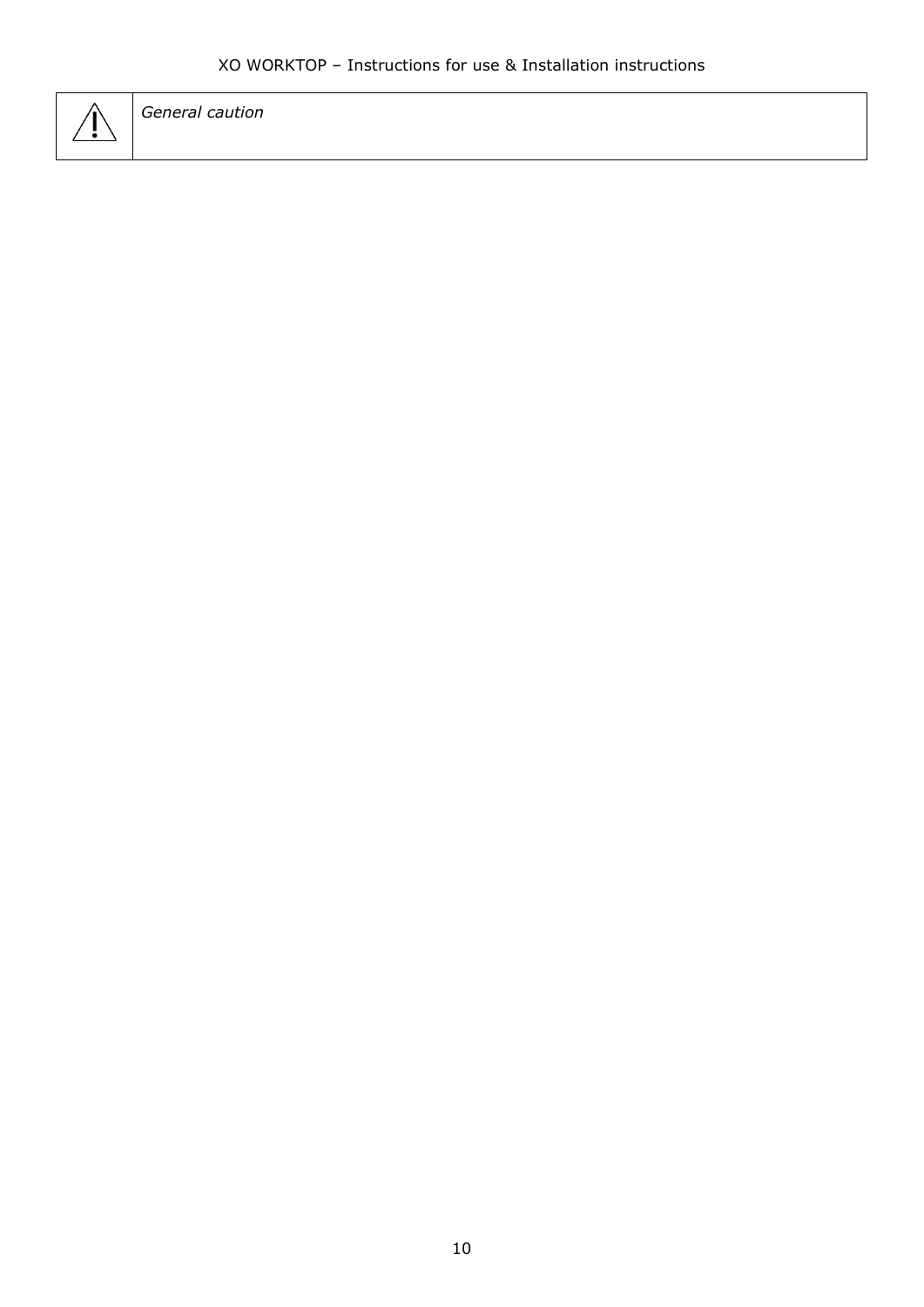| ⚠ | *General caution* |
|---|---|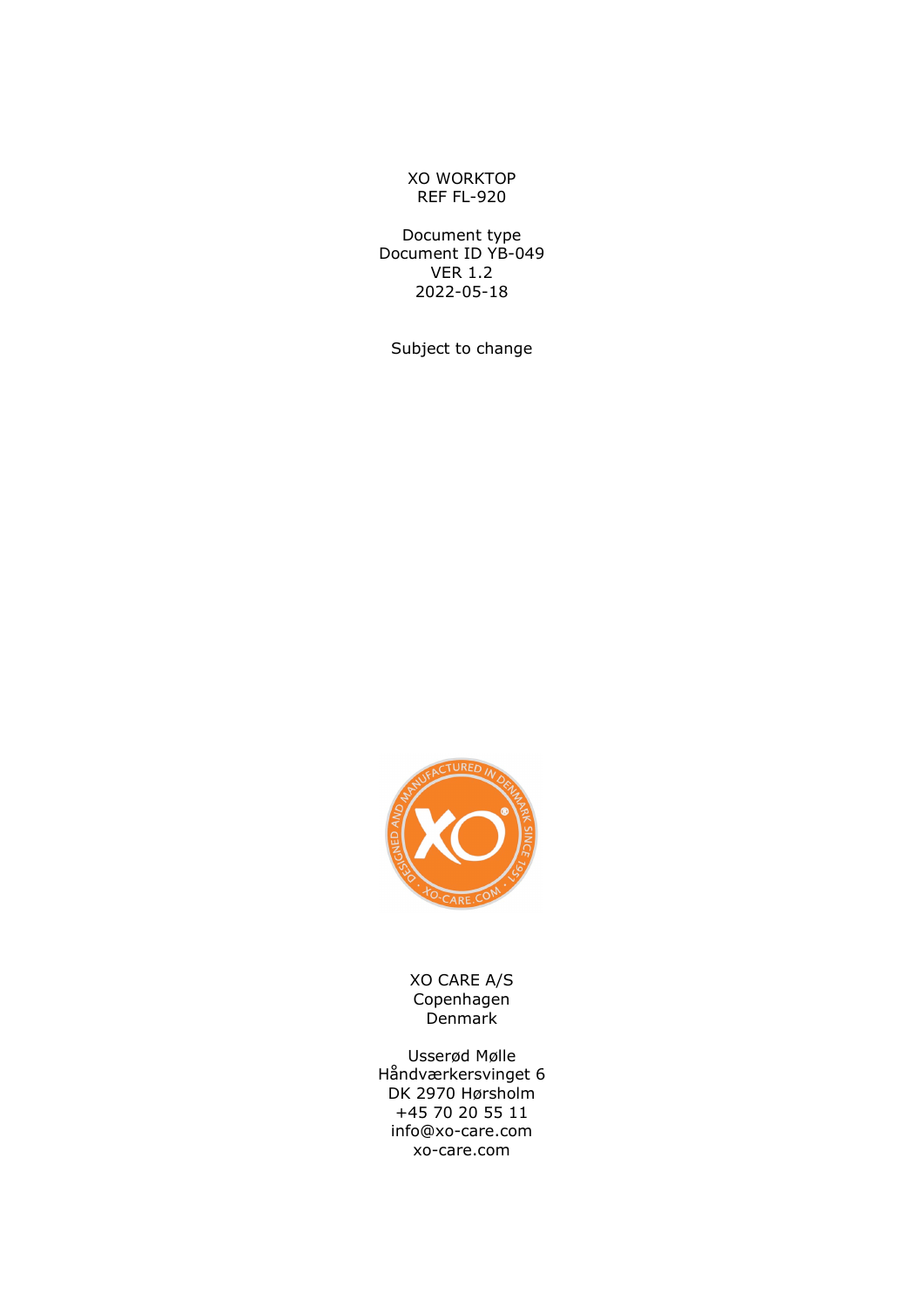XO WORKTOP
REF FL-920

Document type
Document ID YB-049
VER 1.2
2022-05-18

Subject to change

XO CARE A/S
Copenhagen
Denmark

Usserød Mølle
Håndværkersvinget 6
DK 2970 Hørsholm
+45 70 20 55 11
info@xo-care.com
xo-care.com